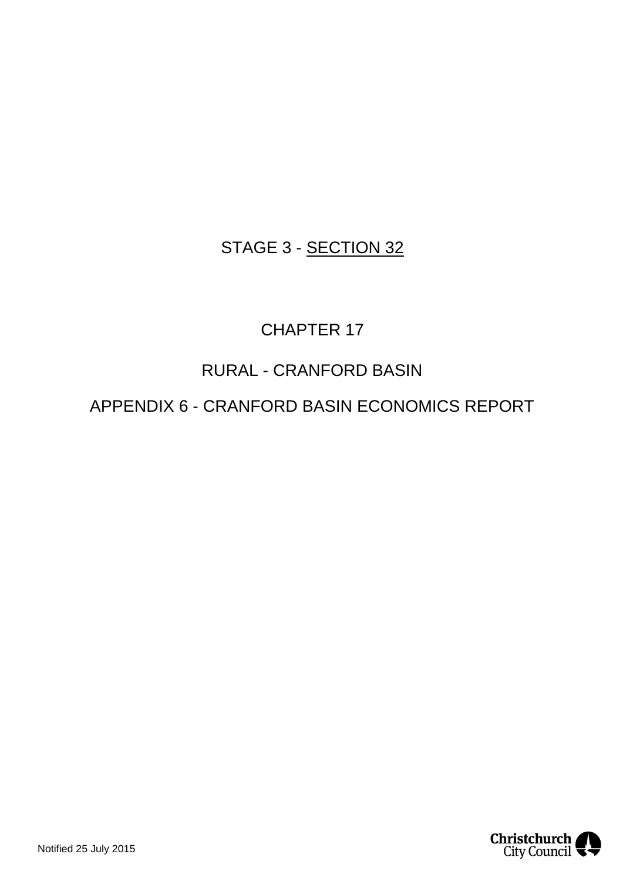STAGE 3 - SECTION 32

CHAPTER 17

RURAL - CRANFORD BASIN

APPENDIX 6 - CRANFORD BASIN ECONOMICS REPORT

Notified 25 July 2015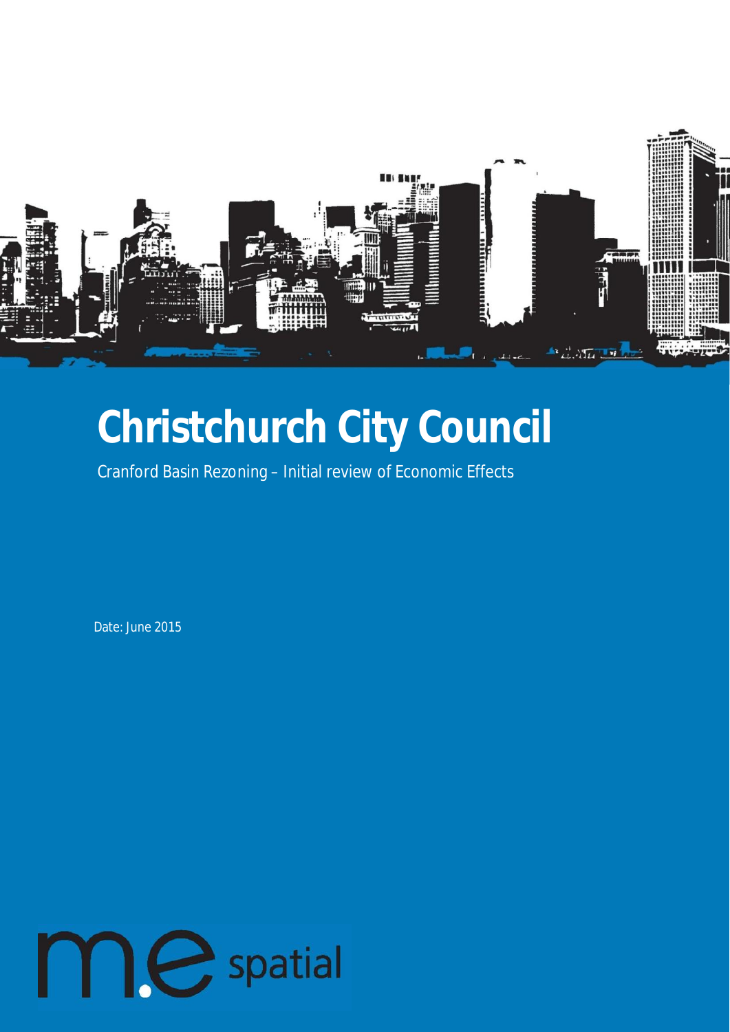# Christchurch City Council

Cranford Basin Rezoning – Initial review of Economic Effects

Date: June 2015

m.e spatial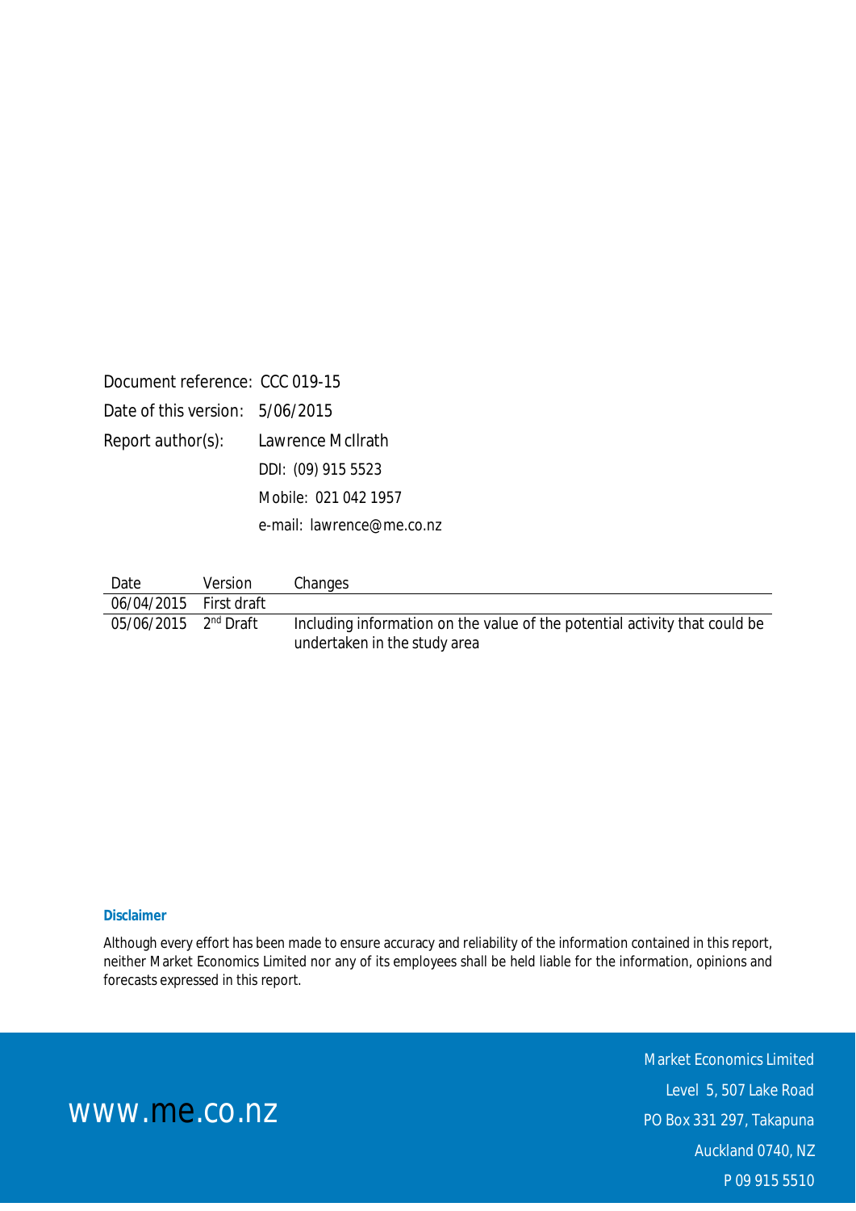Document reference: CCC 019-15

Date of this version: 5/06/2015

Report author(s): Lawrence McIlrath

DDI: (09) 915 5523

Mobile: 021 042 1957

e-mail: lawrence@me.co.nz

| Date | Version | Changes |
|---|---|---|
| 06/04/2015 | First draft | |
| 05/06/2015 | 2nd Draft | Including information on the value of the potential activity that could be undertaken in the study area |

**Disclaimer**

Although every effort has been made to ensure accuracy and reliability of the information contained in this report, neither Market Economics Limited nor any of its employees shall be held liable for the information, opinions and forecasts expressed in this report.

www.me.co.nz

Market Economics Limited

Level 5, 507 Lake Road

PO Box 331 297, Takapuna

Auckland 0740, NZ

P 09 915 5510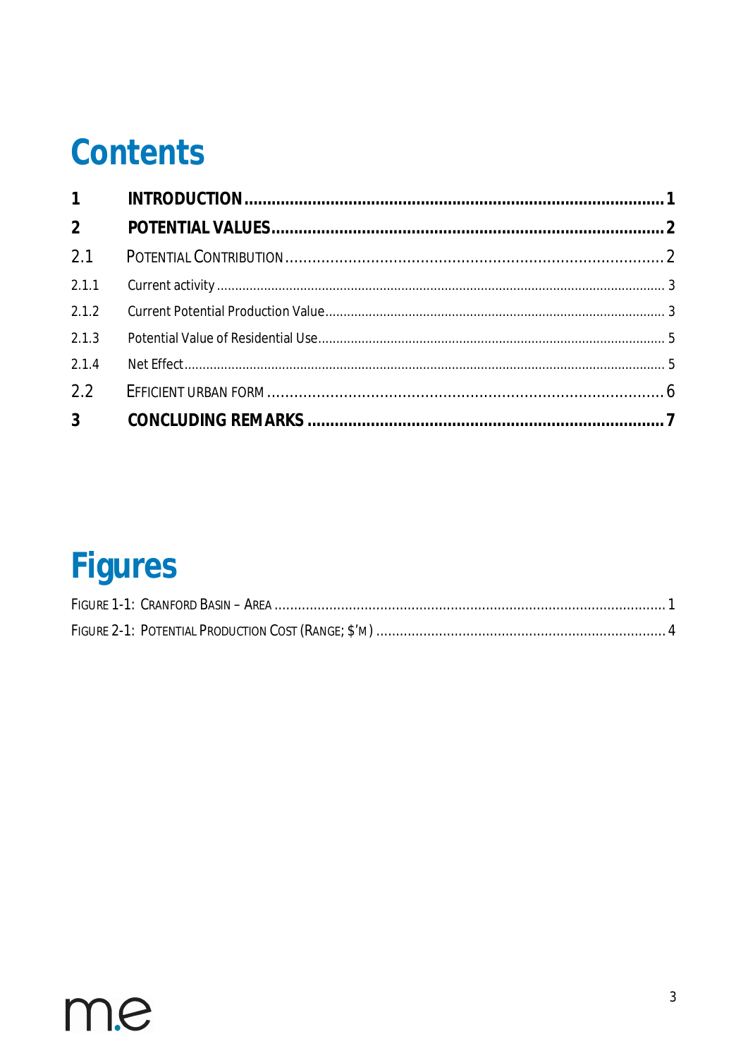# Contents

| | | |
|---|---|---|
| **1** | **INTRODUCTION** | **1** |
| **2** | **POTENTIAL VALUES** | **2** |
| 2.1 | POTENTIAL CONTRIBUTION | 2 |
| 2.1.1 | Current activity | 3 |
| 2.1.2 | Current Potential Production Value | 3 |
| 2.1.3 | Potential Value of Residential Use | 5 |
| 2.1.4 | Net Effect | 5 |
| 2.2 | EFFICIENT URBAN FORM | 6 |
| **3** | **CONCLUDING REMARKS** | **7** |

# Figures

| | |
|---|---|
| FIGURE 1-1: CRANFORD BASIN – AREA | 1 |
| FIGURE 2-1: POTENTIAL PRODUCTION COST (RANGE; $'M) | 4 |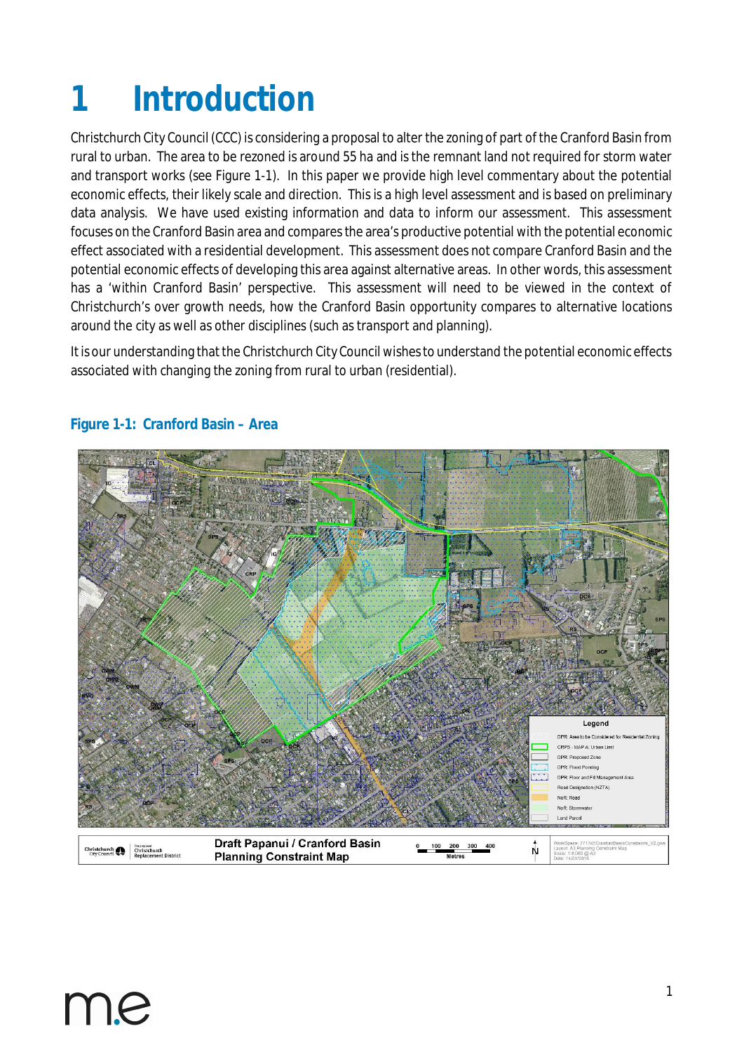# 1 Introduction

Christchurch City Council (CCC) is considering a proposal to alter the zoning of part of the Cranford Basin from rural to urban. The area to be rezoned is around 55 ha and is the remnant land not required for storm water and transport works (see Figure 1-1). In this paper we provide high level commentary about the potential economic effects, their likely scale and direction. This is a high level assessment and is based on preliminary data analysis. We have used existing information and data to inform our assessment. This assessment focuses on the Cranford Basin area and compares the area's productive potential with the potential economic effect associated with a residential development. This assessment does not compare Cranford Basin and the potential economic effects of developing this area against alternative areas. In other words, this assessment has a 'within Cranford Basin' perspective. This assessment will need to be viewed in the context of Christchurch's over growth needs, how the Cranford Basin opportunity compares to alternative locations around the city as well as other disciplines (such as transport and planning).

It is our understanding that the Christchurch City Council wishes to understand the potential economic effects associated with changing the zoning from rural to urban (residential).

**Figure 1-1: Cranford Basin – Area**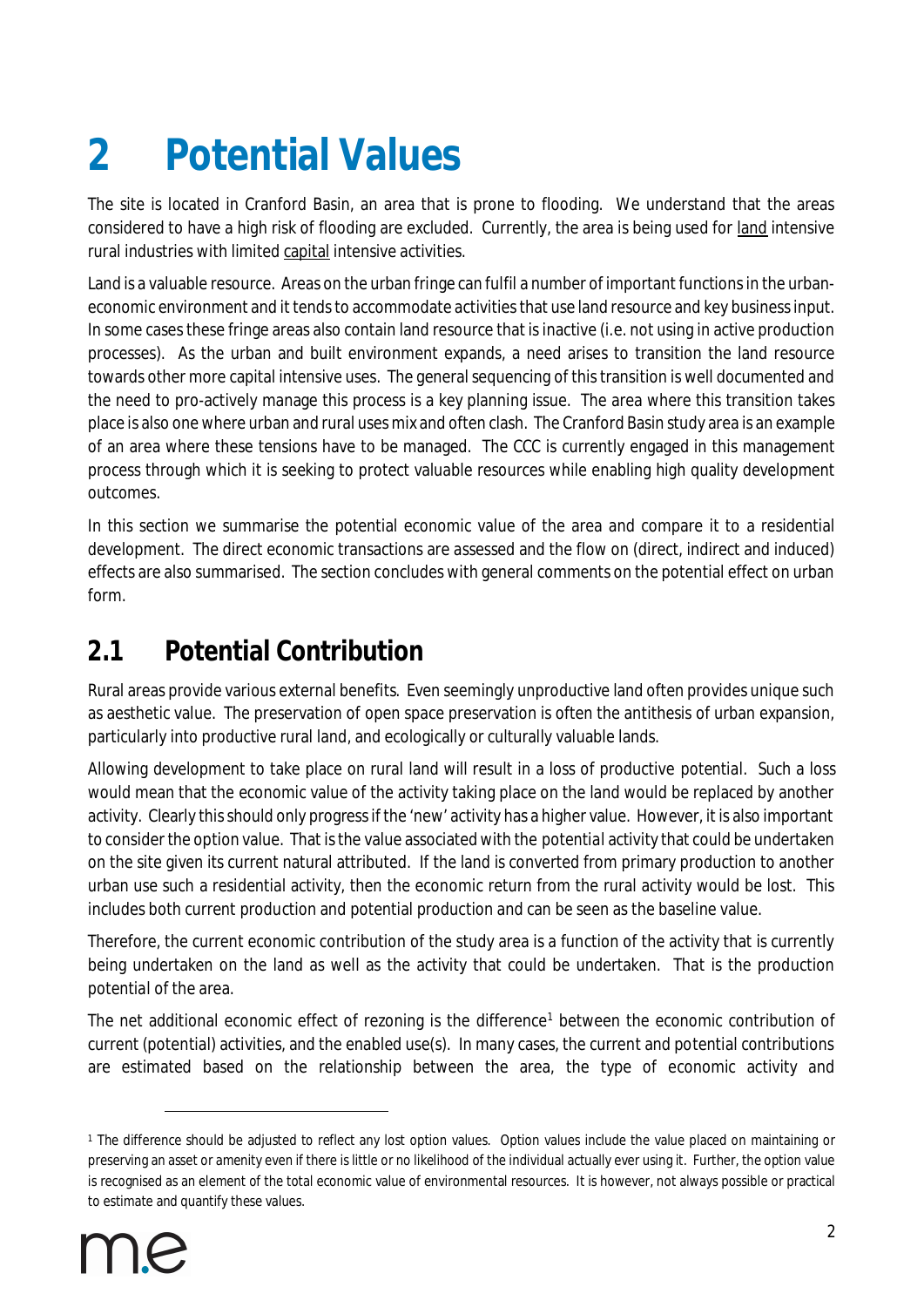# 2 Potential Values

The site is located in Cranford Basin, an area that is prone to flooding. We understand that the areas considered to have a high risk of flooding are excluded. Currently, the area is being used for <u>land</u> intensive rural industries with limited <u>capital</u> intensive activities.

Land is a valuable resource. Areas on the urban fringe can fulfil a number of important functions in the urban-economic environment and it tends to accommodate activities that use land resource and key business input. In some cases these fringe areas also contain land resource that is inactive (i.e. not using in active production processes). As the urban and built environment expands, a need arises to transition the land resource towards other more capital intensive uses. The general sequencing of this transition is well documented and the need to pro-actively manage this process is a key planning issue. The area where this transition takes place is also one where urban and rural uses mix and often clash. The Cranford Basin study area is an example of an area where these tensions have to be managed. The CCC is currently engaged in this management process through which it is seeking to protect valuable resources while enabling high quality development outcomes.

In this section we summarise the potential economic value of the area and compare it to a residential development. The direct economic transactions are assessed and the flow on (direct, indirect and induced) effects are also summarised. The section concludes with general comments on the potential effect on urban form.

## 2.1 Potential Contribution

Rural areas provide various external benefits. Even seemingly unproductive land often provides unique such as aesthetic value. The preservation of open space preservation is often the antithesis of urban expansion, particularly into productive rural land, and ecologically or culturally valuable lands.

Allowing development to take place on rural land will result in a loss of productive potential. Such a loss would mean that the economic value of the activity taking place on the land would be replaced by another activity. Clearly this should only progress if the 'new' activity has a higher value. However, it is also important to consider the option value. That is the value associated with the *potential* activity that could be undertaken on the site given its current natural attributed. If the land is converted from primary production to another urban use such a residential activity, then the economic return from the rural activity would be lost. This includes both current production and potential production and can be seen as the baseline value.

Therefore, the current economic contribution of the study area is a function of the activity that is currently being undertaken on the land as well as the activity that could be undertaken. That is the production potential of the area.

The net additional economic effect of rezoning is the difference[1] between the economic contribution of current (potential) activities, and the enabled use(s). In many cases, the current and potential contributions are estimated based on the relationship between the area, the type of economic activity and

---

[1] The difference should be adjusted to reflect any lost option values. Option values include the value placed on maintaining or preserving an asset or amenity even if there is little or no likelihood of the individual actually ever using it. Further, the option value is recognised as an element of the total economic value of environmental resources. It is however, not always possible or practical to estimate and quantify these values.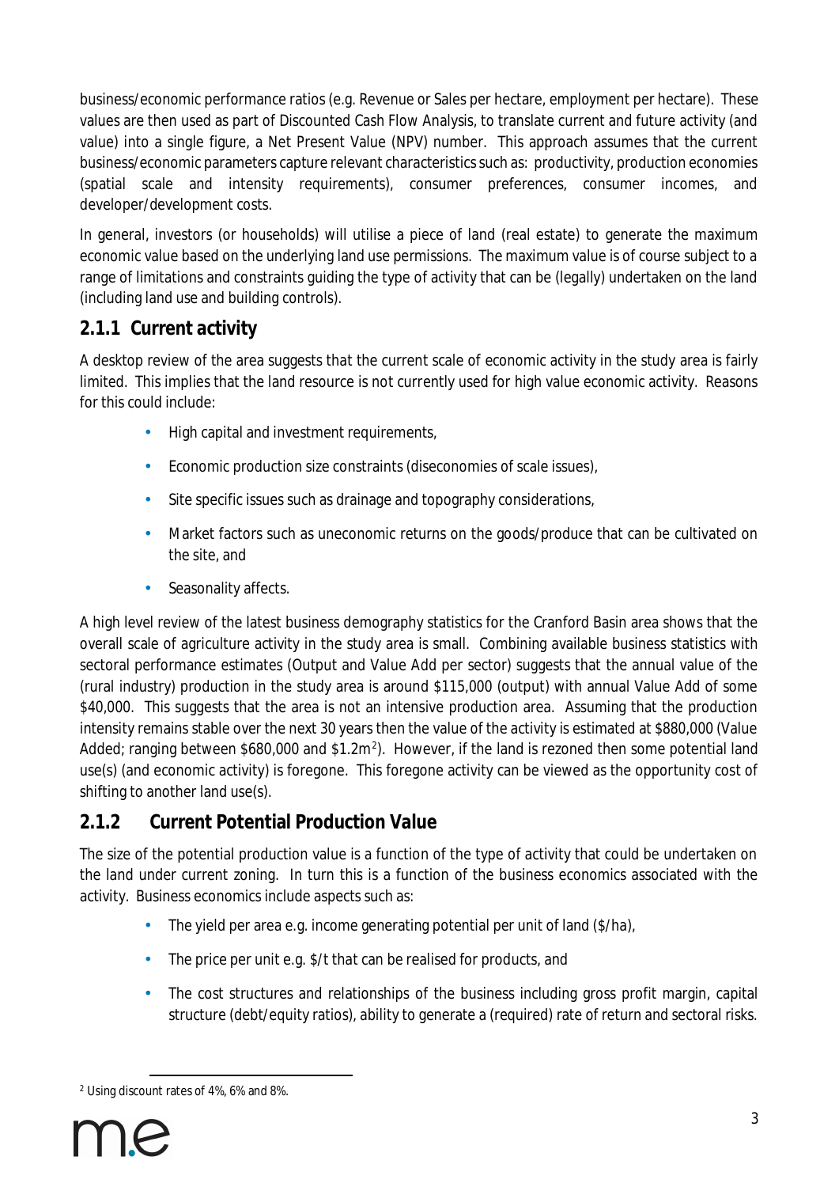business/economic performance ratios (e.g. Revenue or Sales per hectare, employment per hectare). These values are then used as part of Discounted Cash Flow Analysis, to translate current and future activity (and value) into a single figure, a Net Present Value (NPV) number. This approach assumes that the current business/economic parameters capture relevant characteristics such as: productivity, production economies (spatial scale and intensity requirements), consumer preferences, consumer incomes, and developer/development costs.

In general, investors (or households) will utilise a piece of land (real estate) to generate the maximum economic value based on the underlying land use permissions. The maximum value is of course subject to a range of limitations and constraints guiding the type of activity that can be (legally) undertaken on the land (including land use and building controls).

### 2.1.1 Current activity

A desktop review of the area suggests that the current scale of economic activity in the study area is fairly limited. This implies that the land resource is not currently used for high value economic activity. Reasons for this could include:

- High capital and investment requirements,
- Economic production size constraints (diseconomies of scale issues),
- Site specific issues such as drainage and topography considerations,
- Market factors such as uneconomic returns on the goods/produce that can be cultivated on the site, and
- Seasonality affects.

A high level review of the latest business demography statistics for the Cranford Basin area shows that the overall scale of agriculture activity in the study area is small. Combining available business statistics with sectoral performance estimates (Output and Value Add per sector) suggests that the annual value of the (rural industry) production in the study area is around \$115,000 (output) with annual Value Add of some \$40,000. This suggests that the area is not an intensive production area. Assuming that the production intensity remains stable over the next 30 years then the value of the activity is estimated at \$880,000 (Value Added; ranging between \$680,000 and \$1.2m[2]). However, if the land is rezoned then some potential land use(s) (and economic activity) is foregone. This foregone activity can be viewed as the opportunity cost of shifting to another land use(s).

### 2.1.2 Current Potential Production Value

The size of the potential production value is a function of the type of activity that could be undertaken on the land under current zoning. In turn this is a function of the business economics associated with the activity. Business economics include aspects such as:

- The yield per area e.g. income generating potential per unit of land (\$/ha),
- The price per unit e.g. \$/t that can be realised for products, and
- The cost structures and relationships of the business including gross profit margin, capital structure (debt/equity ratios), ability to generate a (required) rate of return and sectoral risks.

[2] Using discount rates of 4%, 6% and 8%.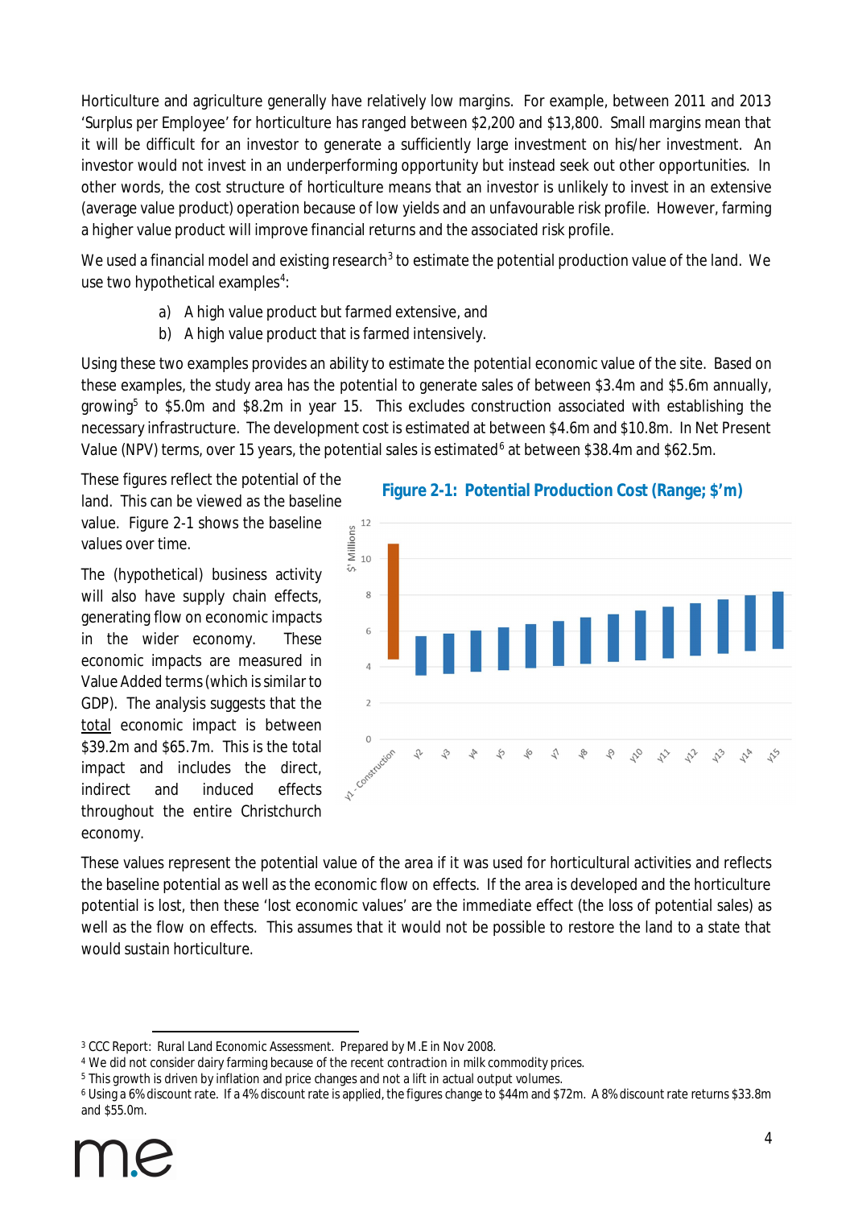Horticulture and agriculture generally have relatively low margins. For example, between 2011 and 2013 'Surplus per Employee' for horticulture has ranged between $2,200 and $13,800. Small margins mean that it will be difficult for an investor to generate a sufficiently large investment on his/her investment. An investor would not invest in an underperforming opportunity but instead seek out other opportunities. In other words, the cost structure of horticulture means that an investor is unlikely to invest in an extensive (average value product) operation because of low yields and an unfavourable risk profile. However, farming a higher value product will improve financial returns and the associated risk profile.

We used a financial model and existing research[3] to estimate the potential production value of the land. We use two hypothetical examples[4]:

a) A high value product but farmed extensive, and
b) A high value product that is farmed intensively.

Using these two examples provides an ability to estimate the potential economic value of the site. Based on these examples, the study area has the potential to generate sales of between $3.4m and $5.6m annually, growing[5] to $5.0m and $8.2m in year 15. This excludes construction associated with establishing the necessary infrastructure. The development cost is estimated at between $4.6m and $10.8m. In Net Present Value (NPV) terms, over 15 years, the potential sales is estimated[6] at between $38.4m and $62.5m.

These figures reflect the potential of the land. This can be viewed as the baseline value. Figure 2-1 shows the baseline values over time.

The (hypothetical) business activity will also have supply chain effects, generating flow on economic impacts in the wider economy. These economic impacts are measured in Value Added terms (which is similar to GDP). The analysis suggests that the total economic impact is between $39.2m and $65.7m. This is the total impact and includes the direct, indirect and induced effects throughout the entire Christchurch economy.

**Figure 2-1: Potential Production Cost (Range; $'m)**

These values represent the potential value of the area if it was used for horticultural activities and reflects the baseline potential as well as the economic flow on effects. If the area is developed and the horticulture potential is lost, then these 'lost economic values' are the immediate effect (the loss of potential sales) as well as the flow on effects. This assumes that it would not be possible to restore the land to a state that would sustain horticulture.

---

[3] CCC Report: Rural Land Economic Assessment. Prepared by M.E in Nov 2008.

[4] We did not consider dairy farming because of the recent contraction in milk commodity prices.

[5] This growth is driven by inflation and price changes and not a lift in actual output volumes.

[6] Using a 6% discount rate. If a 4% discount rate is applied, the figures change to $44m and $72m. A 8% discount rate returns $33.8m and $55.0m.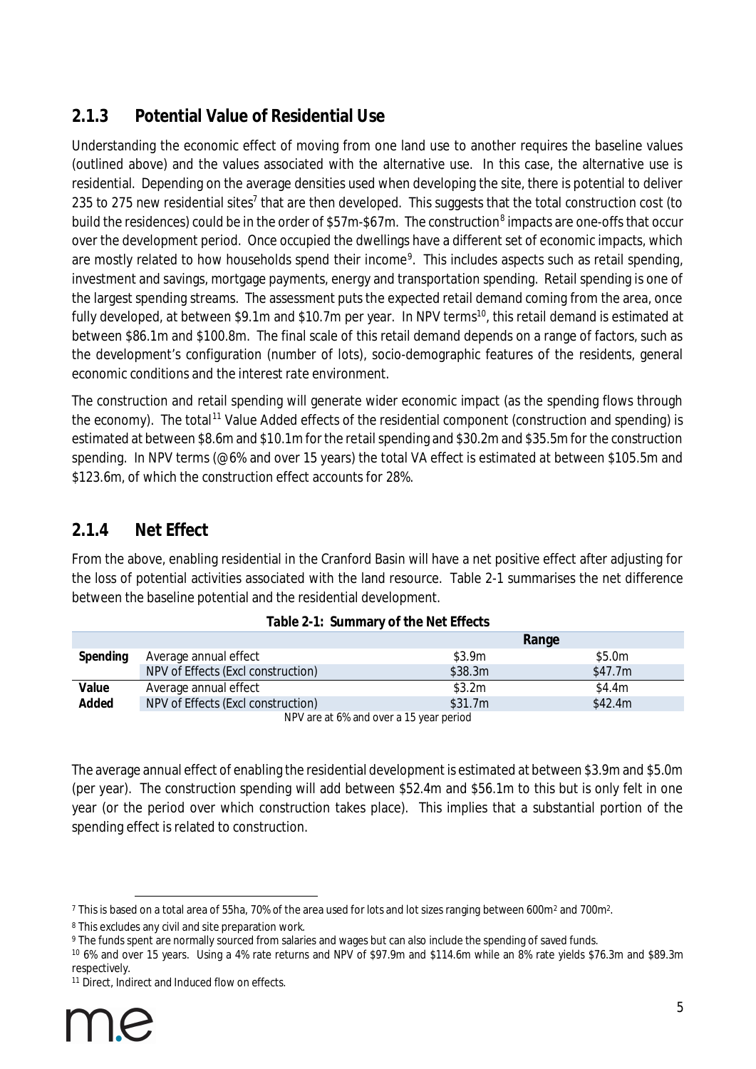## 2.1.3 Potential Value of Residential Use

Understanding the economic effect of moving from one land use to another requires the baseline values (outlined above) and the values associated with the alternative use. In this case, the alternative use is residential. Depending on the average densities used when developing the site, there is potential to deliver 235 to 275 new residential sites[7] that are then developed. This suggests that the total construction cost (to build the residences) could be in the order of \$57m-\$67m. The construction[8] impacts are one-offs that occur over the development period. Once occupied the dwellings have a different set of economic impacts, which are mostly related to how households spend their income[9]. This includes aspects such as retail spending, investment and savings, mortgage payments, energy and transportation spending. Retail spending is one of the largest spending streams. The assessment puts the expected retail demand coming from the area, once fully developed, at between \$9.1m and \$10.7m per year. In NPV terms[10], this retail demand is estimated at between \$86.1m and \$100.8m. The final scale of this retail demand depends on a range of factors, such as the development's configuration (number of lots), socio-demographic features of the residents, general economic conditions and the interest rate environment.

The construction and retail spending will generate wider economic impact (as the spending flows through the economy). The total[11] Value Added effects of the residential component (construction and spending) is estimated at between \$8.6m and \$10.1m for the retail spending and \$30.2m and \$35.5m for the construction spending. In NPV terms (@6% and over 15 years) the total VA effect is estimated at between \$105.5m and \$123.6m, of which the construction effect accounts for 28%.

## 2.1.4 Net Effect

From the above, enabling residential in the Cranford Basin will have a net positive effect after adjusting for the loss of potential activities associated with the land resource. Table 2-1 summarises the net difference between the baseline potential and the residential development.

**Table 2-1: Summary of the Net Effects**

| | | Range | |
|---|---|---|---|
| **Spending** | Average annual effect | \$3.9m | \$5.0m |
| | NPV of Effects (Excl construction) | \$38.3m | \$47.7m |
| **Value Added** | Average annual effect | \$3.2m | \$4.4m |
| | NPV of Effects (Excl construction) | \$31.7m | \$42.4m |

NPV are at 6% and over a 15 year period

The average annual effect of enabling the residential development is estimated at between \$3.9m and \$5.0m (per year). The construction spending will add between \$52.4m and \$56.1m to this but is only felt in one year (or the period over which construction takes place). This implies that a substantial portion of the spending effect is related to construction.

---

[7] This is based on a total area of 55ha, 70% of the area used for lots and lot sizes ranging between 600m² and 700m².

[8] This excludes any civil and site preparation work.

[9] The funds spent are normally sourced from salaries and wages but can also include the spending of saved funds.

[10] 6% and over 15 years. Using a 4% rate returns and NPV of \$97.9m and \$114.6m while an 8% rate yields \$76.3m and \$89.3m respectively.

[11] Direct, Indirect and Induced flow on effects.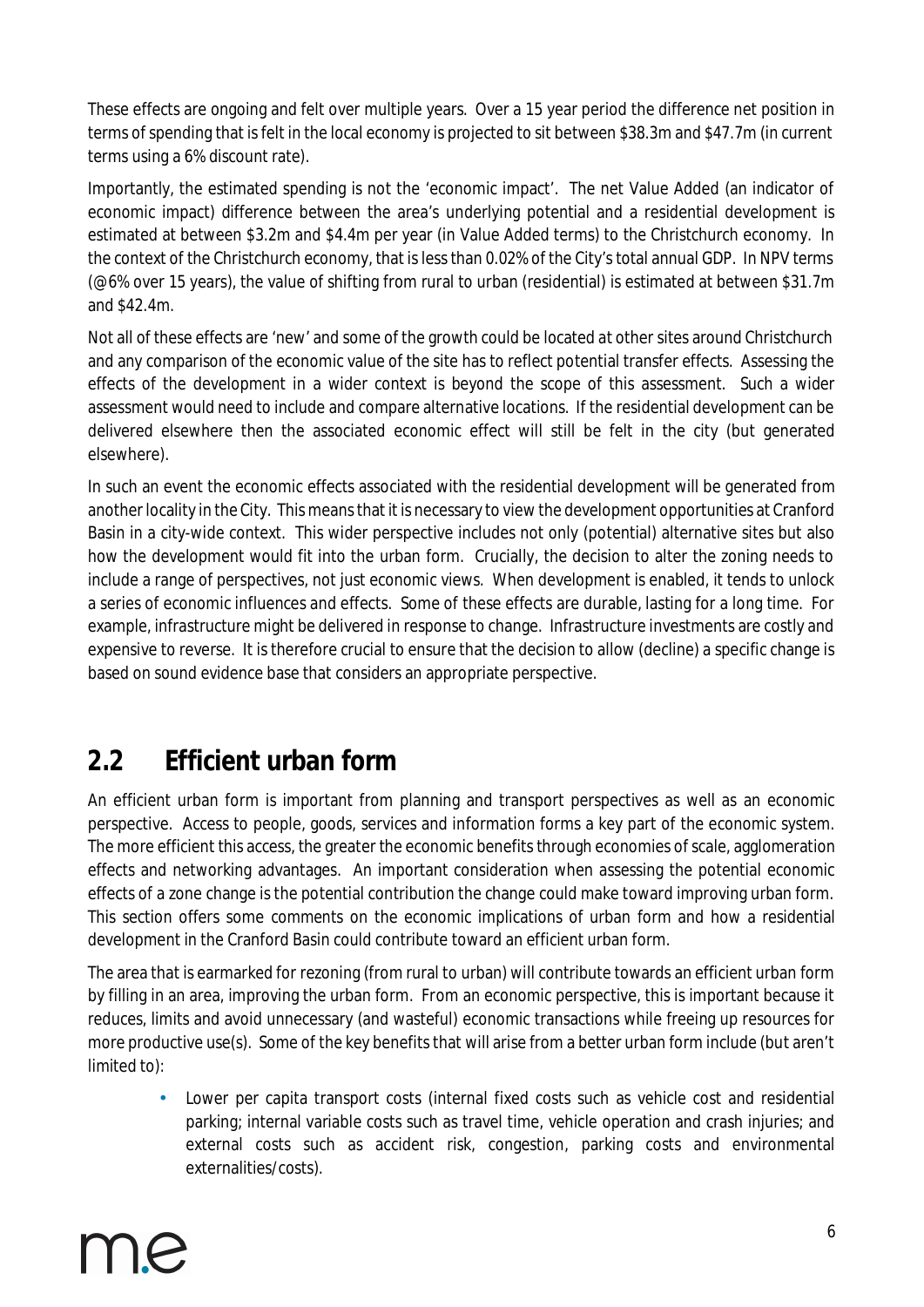These effects are ongoing and felt over multiple years. Over a 15 year period the difference net position in terms of spending that is felt in the local economy is projected to sit between $38.3m and $47.7m (in current terms using a 6% discount rate).

Importantly, the estimated spending is not the 'economic impact'. The net Value Added (an indicator of economic impact) difference between the area's underlying potential and a residential development is estimated at between $3.2m and $4.4m per year (in Value Added terms) to the Christchurch economy. In the context of the Christchurch economy, that is less than 0.02% of the City's total annual GDP. In NPV terms (@6% over 15 years), the value of shifting from rural to urban (residential) is estimated at between $31.7m and $42.4m.

Not all of these effects are 'new' and some of the growth could be located at other sites around Christchurch and any comparison of the economic value of the site has to reflect potential transfer effects. Assessing the effects of the development in a wider context is beyond the scope of this assessment. Such a wider assessment would need to include and compare alternative locations. If the residential development can be delivered elsewhere then the associated economic effect will still be felt in the city (but generated elsewhere).

In such an event the economic effects associated with the residential development will be generated from another locality in the City. This means that it is necessary to view the development opportunities at Cranford Basin in a city-wide context. This wider perspective includes not only (potential) alternative sites but also how the development would fit into the urban form. Crucially, the decision to alter the zoning needs to include a range of perspectives, not just economic views. When development is enabled, it tends to unlock a series of economic influences and effects. Some of these effects are durable, lasting for a long time. For example, infrastructure might be delivered in response to change. Infrastructure investments are costly and expensive to reverse. It is therefore crucial to ensure that the decision to allow (decline) a specific change is based on sound evidence base that considers an appropriate perspective.

## 2.2 Efficient urban form

An efficient urban form is important from planning and transport perspectives as well as an economic perspective. Access to people, goods, services and information forms a key part of the economic system. The more efficient this access, the greater the economic benefits through economies of scale, agglomeration effects and networking advantages. An important consideration when assessing the potential economic effects of a zone change is the potential contribution the change could make toward improving urban form. This section offers some comments on the economic implications of urban form and how a residential development in the Cranford Basin could contribute toward an efficient urban form.

The area that is earmarked for rezoning (from rural to urban) will contribute towards an efficient urban form by filling in an area, improving the urban form. From an economic perspective, this is important because it reduces, limits and avoid unnecessary (and wasteful) economic transactions while freeing up resources for more productive use(s). Some of the key benefits that will arise from a better urban form include (but aren't limited to):

- Lower per capita transport costs (internal fixed costs such as vehicle cost and residential parking; internal variable costs such as travel time, vehicle operation and crash injuries; and external costs such as accident risk, congestion, parking costs and environmental externalities/costs).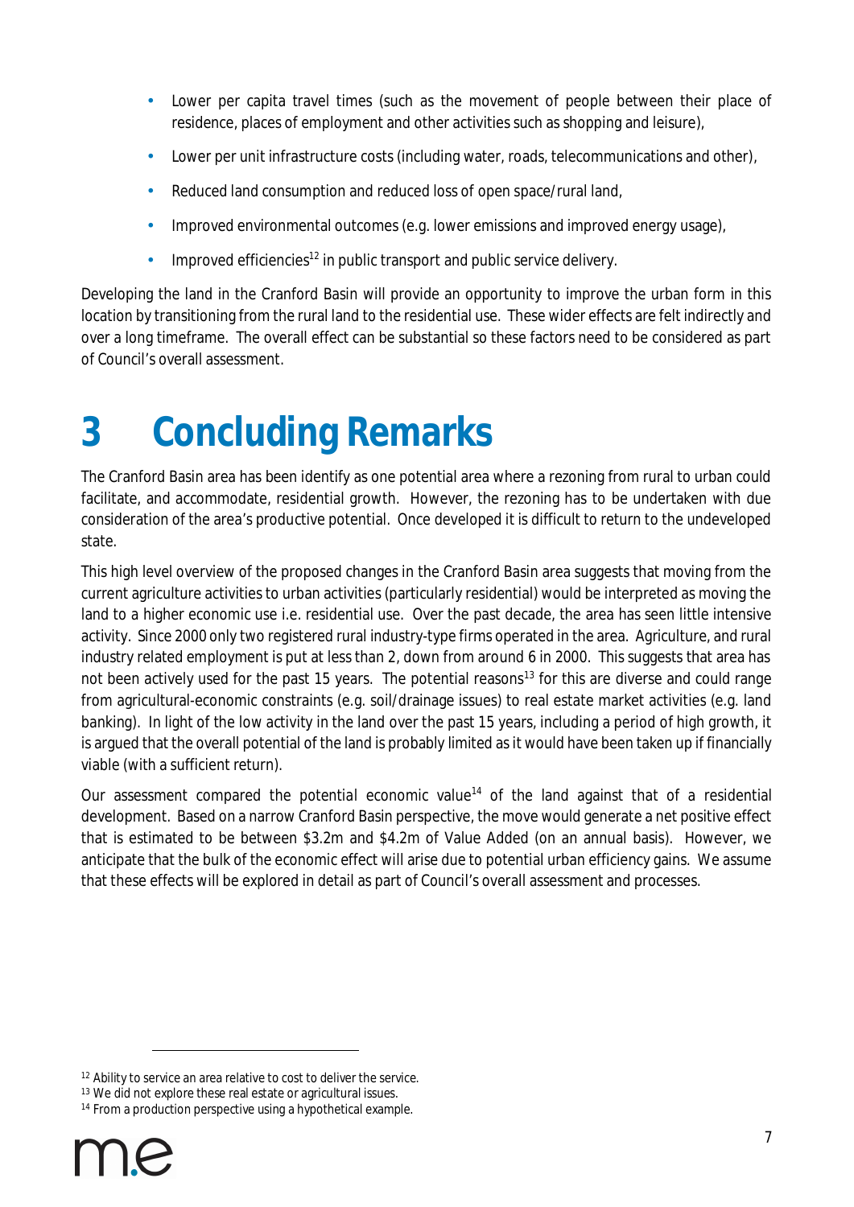- Lower per capita travel times (such as the movement of people between their place of residence, places of employment and other activities such as shopping and leisure),
- Lower per unit infrastructure costs (including water, roads, telecommunications and other),
- Reduced land consumption and reduced loss of open space/rural land,
- Improved environmental outcomes (e.g. lower emissions and improved energy usage),
- Improved efficiencies[12] in public transport and public service delivery.

Developing the land in the Cranford Basin will provide an opportunity to improve the urban form in this location by transitioning from the rural land to the residential use. These wider effects are felt indirectly and over a long timeframe. The overall effect can be substantial so these factors need to be considered as part of Council's overall assessment.

# 3 Concluding Remarks

The Cranford Basin area has been identify as one potential area where a rezoning from rural to urban could facilitate, and accommodate, residential growth. However, the rezoning has to be undertaken with due consideration of the area's productive potential. Once developed it is difficult to return to the undeveloped state.

This high level overview of the proposed changes in the Cranford Basin area suggests that moving from the current agriculture activities to urban activities (particularly residential) would be interpreted as moving the land to a higher economic use i.e. residential use. Over the past decade, the area has seen little intensive activity. Since 2000 only two registered rural industry-type firms operated in the area. Agriculture, and rural industry related employment is put at less than 2, down from around 6 in 2000. This suggests that area has not been actively used for the past 15 years. The potential reasons[13] for this are diverse and could range from agricultural-economic constraints (e.g. soil/drainage issues) to real estate market activities (e.g. land banking). In light of the low activity in the land over the past 15 years, including a period of high growth, it is argued that the overall potential of the land is probably limited as it would have been taken up if financially viable (with a sufficient return).

Our assessment compared the potential economic value[14] of the land against that of a residential development. Based on a narrow Cranford Basin perspective, the move would generate a net positive effect that is estimated to be between $3.2m and $4.2m of Value Added (on an annual basis). However, we anticipate that the bulk of the economic effect will arise due to potential urban efficiency gains. We assume that these effects will be explored in detail as part of Council's overall assessment and processes.

[12] Ability to service an area relative to cost to deliver the service.

[13] We did not explore these real estate or agricultural issues.

[14] From a production perspective using a hypothetical example.